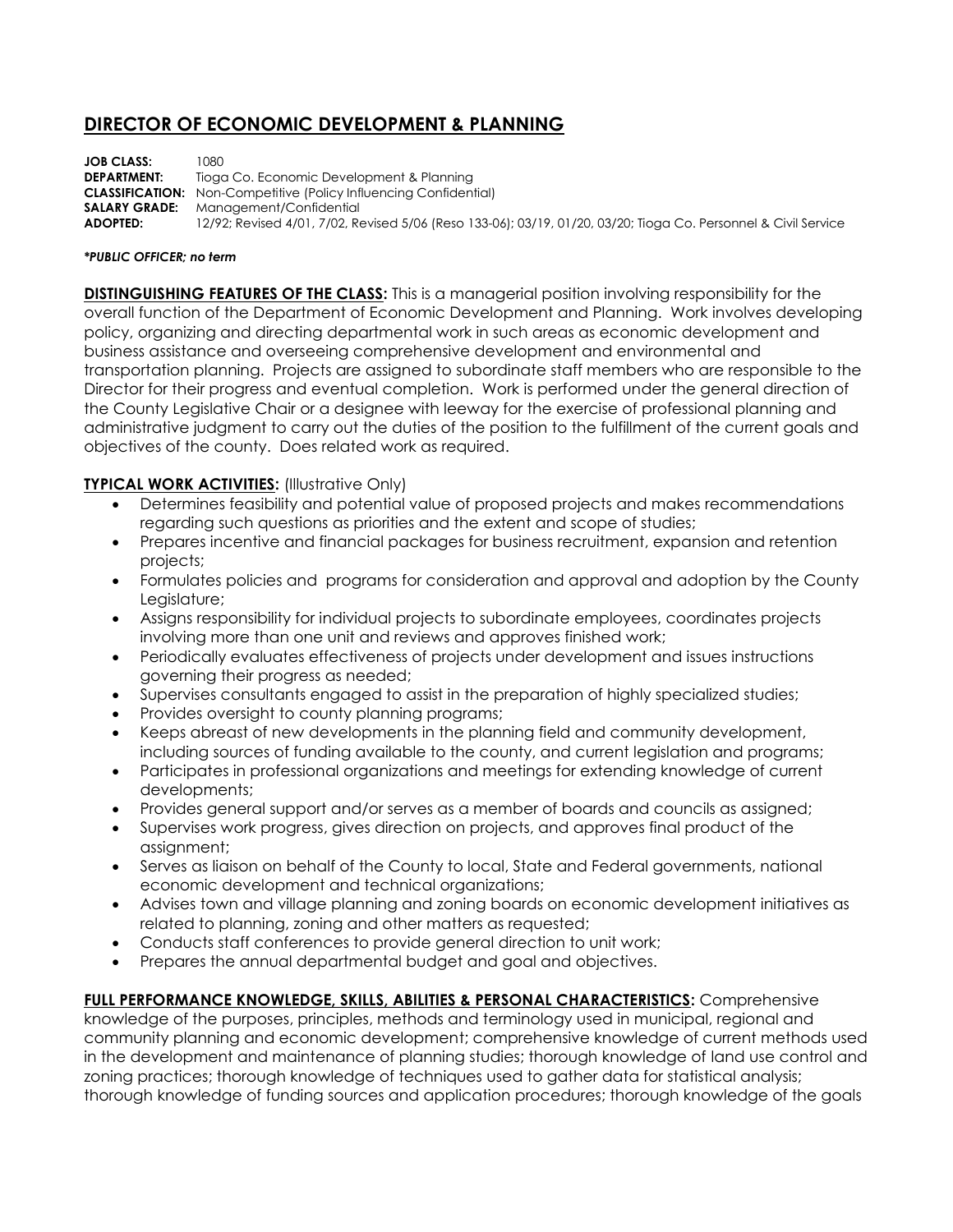# DIRECTOR OF ECONOMIC DEVELOPMENT & PLANNING

**JOB CLASS:** 1080
**DEPARTMENT:** Tioga Co. Economic Development & Planning
**CLASSIFICATION:** Non-Competitive (Policy Influencing Confidential)
**SALARY GRADE:** Management/Confidential
**ADOPTED:** 12/92; Revised 4/01, 7/02, Revised 5/06 (Reso 133-06); 03/19, 01/20, 03/20; Tioga Co. Personnel & Civil Service

***PUBLIC OFFICER; no term***

**DISTINGUISHING FEATURES OF THE CLASS:** This is a managerial position involving responsibility for the overall function of the Department of Economic Development and Planning. Work involves developing policy, organizing and directing departmental work in such areas as economic development and business assistance and overseeing comprehensive development and environmental and transportation planning. Projects are assigned to subordinate staff members who are responsible to the Director for their progress and eventual completion. Work is performed under the general direction of the County Legislative Chair or a designee with leeway for the exercise of professional planning and administrative judgment to carry out the duties of the position to the fulfillment of the current goals and objectives of the county. Does related work as required.

**TYPICAL WORK ACTIVITIES:** (Illustrative Only)

- Determines feasibility and potential value of proposed projects and makes recommendations regarding such questions as priorities and the extent and scope of studies;
- Prepares incentive and financial packages for business recruitment, expansion and retention projects;
- Formulates policies and programs for consideration and approval and adoption by the County Legislature;
- Assigns responsibility for individual projects to subordinate employees, coordinates projects involving more than one unit and reviews and approves finished work;
- Periodically evaluates effectiveness of projects under development and issues instructions governing their progress as needed;
- Supervises consultants engaged to assist in the preparation of highly specialized studies;
- Provides oversight to county planning programs;
- Keeps abreast of new developments in the planning field and community development, including sources of funding available to the county, and current legislation and programs;
- Participates in professional organizations and meetings for extending knowledge of current developments;
- Provides general support and/or serves as a member of boards and councils as assigned;
- Supervises work progress, gives direction on projects, and approves final product of the assignment;
- Serves as liaison on behalf of the County to local, State and Federal governments, national economic development and technical organizations;
- Advises town and village planning and zoning boards on economic development initiatives as related to planning, zoning and other matters as requested;
- Conducts staff conferences to provide general direction to unit work;
- Prepares the annual departmental budget and goal and objectives.

**FULL PERFORMANCE KNOWLEDGE, SKILLS, ABILITIES & PERSONAL CHARACTERISTICS:** Comprehensive knowledge of the purposes, principles, methods and terminology used in municipal, regional and community planning and economic development; comprehensive knowledge of current methods used in the development and maintenance of planning studies; thorough knowledge of land use control and zoning practices; thorough knowledge of techniques used to gather data for statistical analysis; thorough knowledge of funding sources and application procedures; thorough knowledge of the goals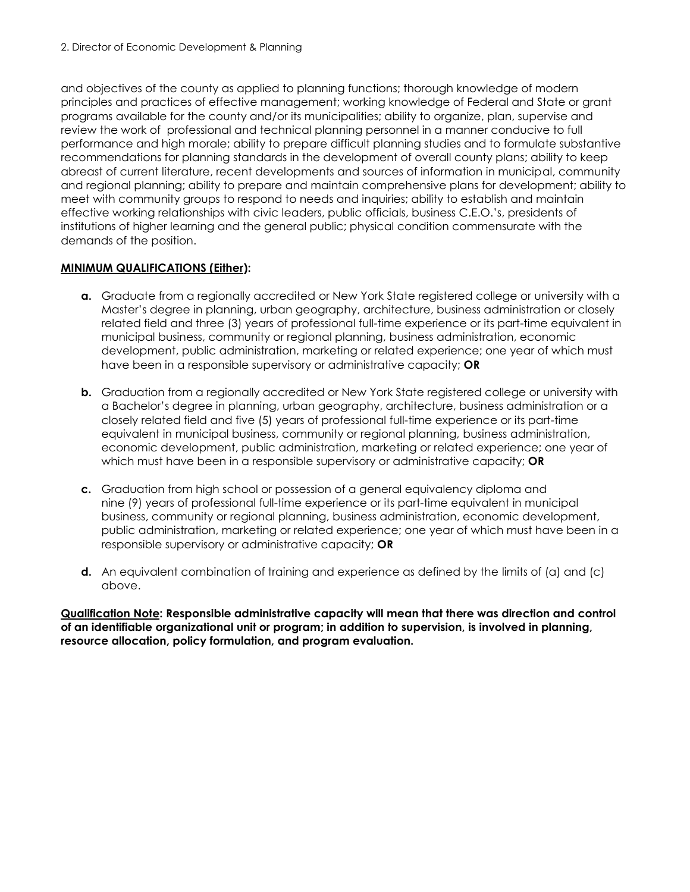and objectives of the county as applied to planning functions; thorough knowledge of modern principles and practices of effective management; working knowledge of Federal and State or grant programs available for the county and/or its municipalities; ability to organize, plan, supervise and review the work of professional and technical planning personnel in a manner conducive to full performance and high morale; ability to prepare difficult planning studies and to formulate substantive recommendations for planning standards in the development of overall county plans; ability to keep abreast of current literature, recent developments and sources of information in municipal, community and regional planning; ability to prepare and maintain comprehensive plans for development; ability to meet with community groups to respond to needs and inquiries; ability to establish and maintain effective working relationships with civic leaders, public officials, business C.E.O.'s, presidents of institutions of higher learning and the general public; physical condition commensurate with the demands of the position.

**MINIMUM QUALIFICATIONS (Either):**

- **a.** Graduate from a regionally accredited or New York State registered college or university with a Master's degree in planning, urban geography, architecture, business administration or closely related field and three (3) years of professional full-time experience or its part-time equivalent in municipal business, community or regional planning, business administration, economic development, public administration, marketing or related experience; one year of which must have been in a responsible supervisory or administrative capacity; **OR**

- **b.** Graduation from a regionally accredited or New York State registered college or university with a Bachelor's degree in planning, urban geography, architecture, business administration or a closely related field and five (5) years of professional full-time experience or its part-time equivalent in municipal business, community or regional planning, business administration, economic development, public administration, marketing or related experience; one year of which must have been in a responsible supervisory or administrative capacity; **OR**

- **c.** Graduation from high school or possession of a general equivalency diploma and nine (9) years of professional full-time experience or its part-time equivalent in municipal business, community or regional planning, business administration, economic development, public administration, marketing or related experience; one year of which must have been in a responsible supervisory or administrative capacity; **OR**

- **d.** An equivalent combination of training and experience as defined by the limits of (a) and (c) above.

**Qualification Note: Responsible administrative capacity will mean that there was direction and control of an identifiable organizational unit or program; in addition to supervision, is involved in planning, resource allocation, policy formulation, and program evaluation.**